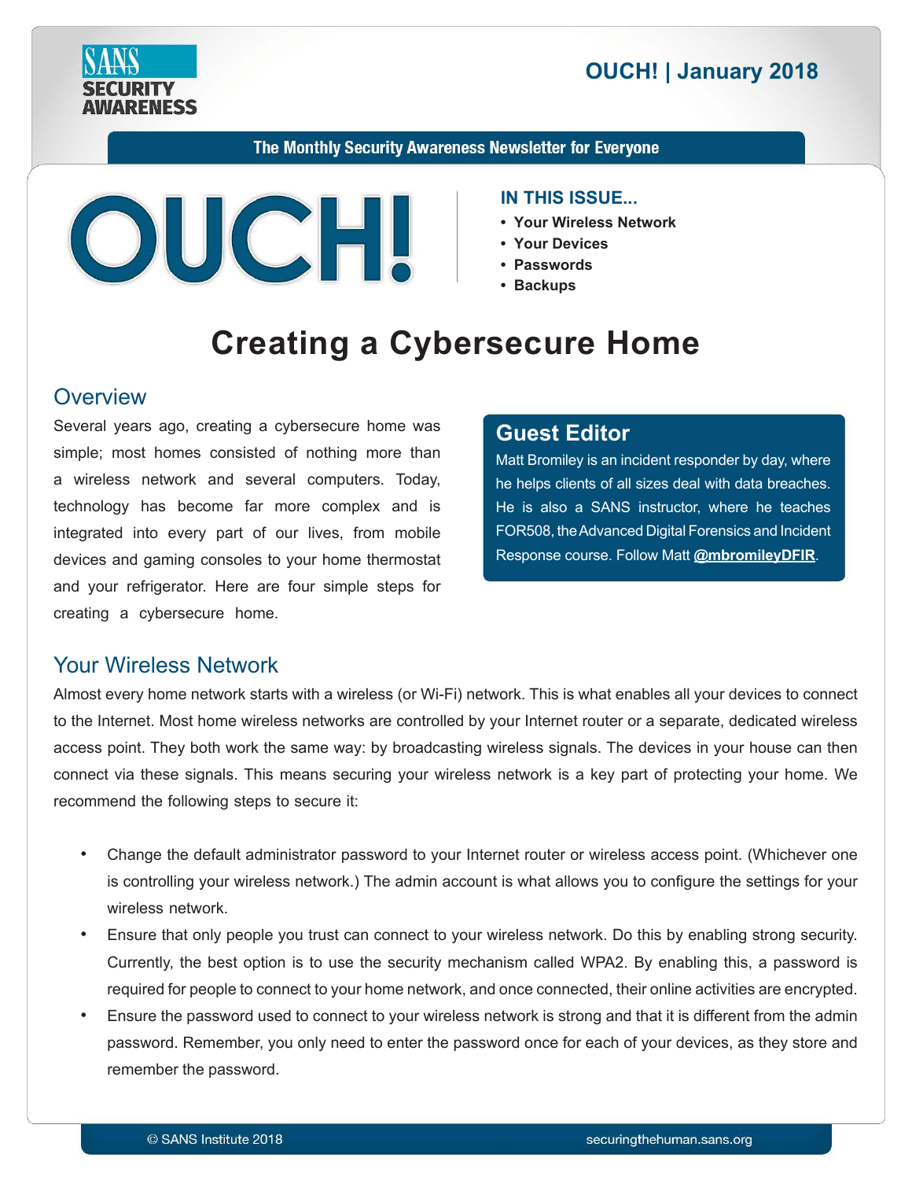SANS SECURITY AWARENESS

**OUCH! | January 2018**

**The Monthly Security Awareness Newsletter for Everyone**

# OUCH!

**IN THIS ISSUE...**

- **Your Wireless Network**
- **Your Devices**
- **Passwords**
- **Backups**

# Creating a Cybersecure Home

## Overview

Several years ago, creating a cybersecure home was simple; most homes consisted of nothing more than a wireless network and several computers. Today, technology has become far more complex and is integrated into every part of our lives, from mobile devices and gaming consoles to your home thermostat and your refrigerator. Here are four simple steps for creating a cybersecure home.

### Guest Editor

Matt Bromiley is an incident responder by day, where he helps clients of all sizes deal with data breaches. He is also a SANS instructor, where he teaches FOR508, the Advanced Digital Forensics and Incident Response course. Follow Matt **@mbromileyDFIR**.

## Your Wireless Network

Almost every home network starts with a wireless (or Wi-Fi) network. This is what enables all your devices to connect to the Internet. Most home wireless networks are controlled by your Internet router or a separate, dedicated wireless access point. They both work the same way: by broadcasting wireless signals. The devices in your house can then connect via these signals. This means securing your wireless network is a key part of protecting your home. We recommend the following steps to secure it:

- Change the default administrator password to your Internet router or wireless access point. (Whichever one is controlling your wireless network.) The admin account is what allows you to configure the settings for your wireless network.
- Ensure that only people you trust can connect to your wireless network. Do this by enabling strong security. Currently, the best option is to use the security mechanism called WPA2. By enabling this, a password is required for people to connect to your home network, and once connected, their online activities are encrypted.
- Ensure the password used to connect to your wireless network is strong and that it is different from the admin password. Remember, you only need to enter the password once for each of your devices, as they store and remember the password.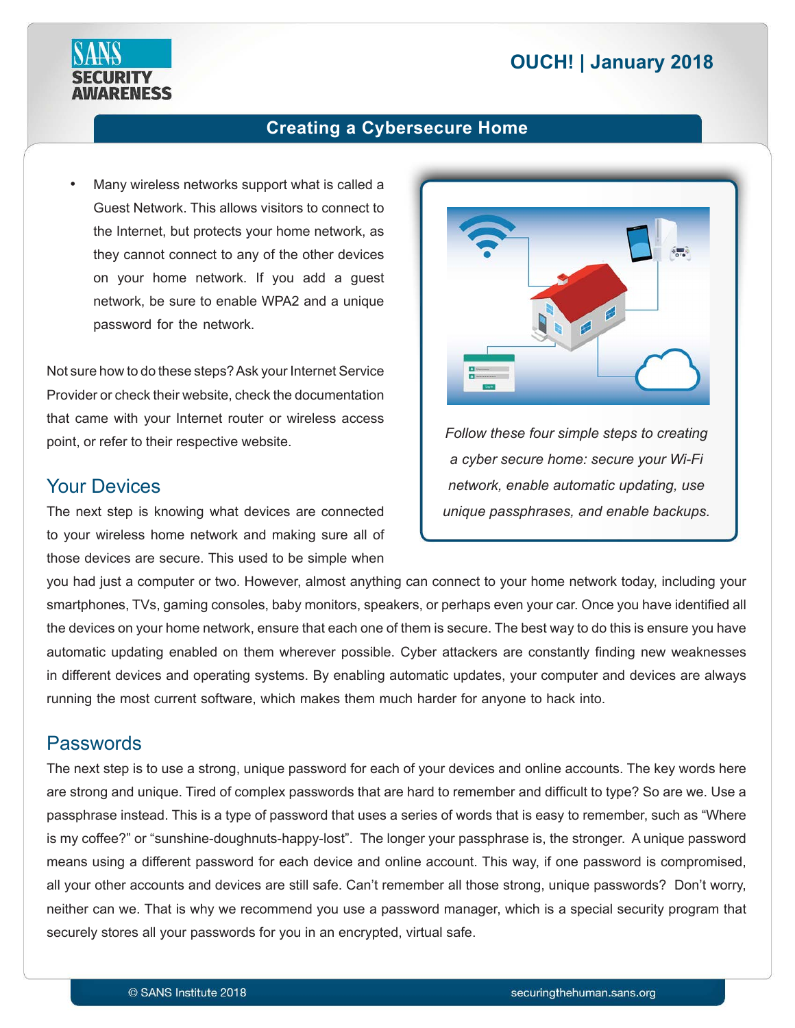- Many wireless networks support what is called a Guest Network. This allows visitors to connect to the Internet, but protects your home network, as they cannot connect to any of the other devices on your home network. If you add a guest network, be sure to enable WPA2 and a unique password for the network.

Not sure how to do these steps? Ask your Internet Service Provider or check their website, check the documentation that came with your Internet router or wireless access point, or refer to their respective website.

*Follow these four simple steps to creating a cyber secure home: secure your Wi-Fi network, enable automatic updating, use unique passphrases, and enable backups.*

## Your Devices

The next step is knowing what devices are connected to your wireless home network and making sure all of those devices are secure. This used to be simple when you had just a computer or two. However, almost anything can connect to your home network today, including your smartphones, TVs, gaming consoles, baby monitors, speakers, or perhaps even your car. Once you have identified all the devices on your home network, ensure that each one of them is secure. The best way to do this is ensure you have automatic updating enabled on them wherever possible. Cyber attackers are constantly finding new weaknesses in different devices and operating systems. By enabling automatic updates, your computer and devices are always running the most current software, which makes them much harder for anyone to hack into.

## Passwords

The next step is to use a strong, unique password for each of your devices and online accounts. The key words here are strong and unique. Tired of complex passwords that are hard to remember and difficult to type? So are we. Use a passphrase instead. This is a type of password that uses a series of words that is easy to remember, such as "Where is my coffee?" or "sunshine-doughnuts-happy-lost". The longer your passphrase is, the stronger. A unique password means using a different password for each device and online account. This way, if one password is compromised, all your other accounts and devices are still safe. Can't remember all those strong, unique passwords? Don't worry, neither can we. That is why we recommend you use a password manager, which is a special security program that securely stores all your passwords for you in an encrypted, virtual safe.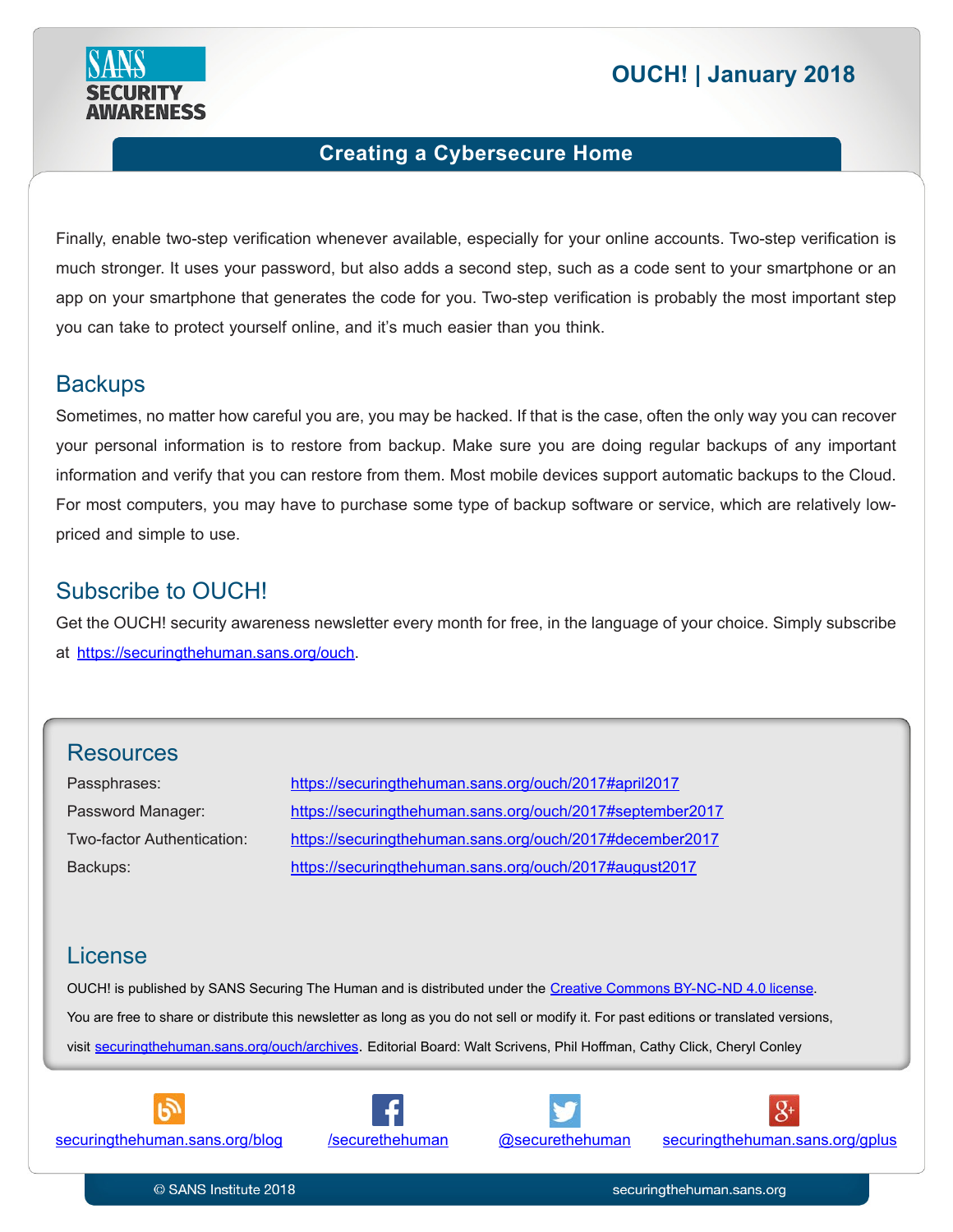Finally, enable two-step verification whenever available, especially for your online accounts. Two-step verification is much stronger. It uses your password, but also adds a second step, such as a code sent to your smartphone or an app on your smartphone that generates the code for you. Two-step verification is probably the most important step you can take to protect yourself online, and it's much easier than you think.

## Backups

Sometimes, no matter how careful you are, you may be hacked. If that is the case, often the only way you can recover your personal information is to restore from backup. Make sure you are doing regular backups of any important information and verify that you can restore from them. Most mobile devices support automatic backups to the Cloud. For most computers, you may have to purchase some type of backup software or service, which are relatively low-priced and simple to use.

## Subscribe to OUCH!

Get the OUCH! security awareness newsletter every month for free, in the language of your choice. Simply subscribe at https://securingthehuman.sans.org/ouch.

## Resources

| | |
|---|---|
| Passphrases: | https://securingthehuman.sans.org/ouch/2017#april2017 |
| Password Manager: | https://securingthehuman.sans.org/ouch/2017#september2017 |
| Two-factor Authentication: | https://securingthehuman.sans.org/ouch/2017#december2017 |
| Backups: | https://securingthehuman.sans.org/ouch/2017#august2017 |

## License

OUCH! is published by SANS Securing The Human and is distributed under the Creative Commons BY-NC-ND 4.0 license. You are free to share or distribute this newsletter as long as you do not sell or modify it. For past editions or translated versions, visit securingthehuman.sans.org/ouch/archives. Editorial Board: Walt Scrivens, Phil Hoffman, Cathy Click, Cheryl Conley

securingthehuman.sans.org/blog /securethehuman @securethehuman securingthehuman.sans.org/gplus